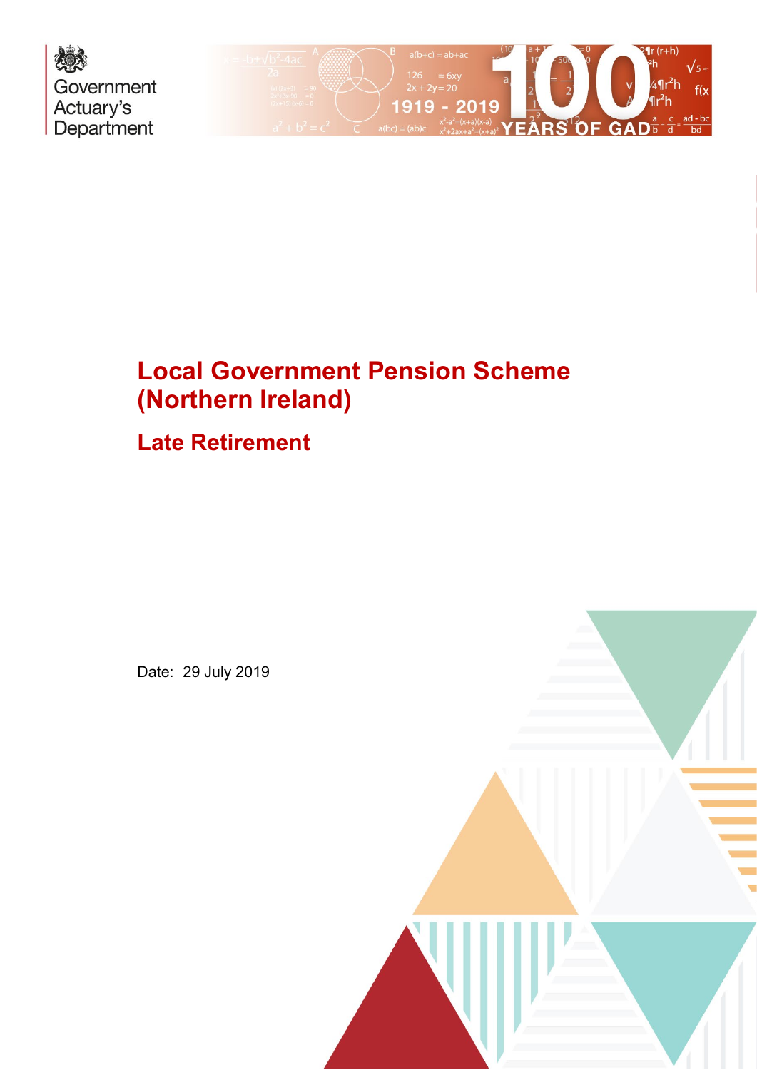Government Actuary's Department

# Local Government Pension Scheme (Northern Ireland)

## Late Retirement

Date: 29 July 2019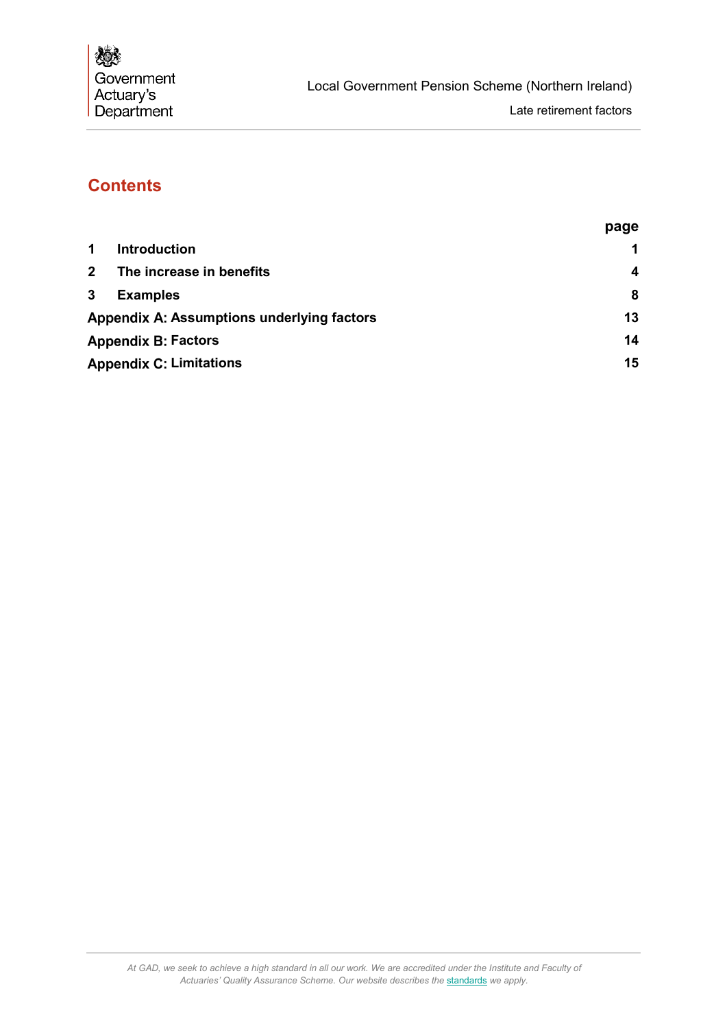## Contents

| | | page |
|---|---|---|
| **1** | **Introduction** | **1** |
| **2** | **The increase in benefits** | **4** |
| **3** | **Examples** | **8** |
| **Appendix A: Assumptions underlying factors** | | **13** |
| **Appendix B: Factors** | | **14** |
| **Appendix C: Limitations** | | **15** |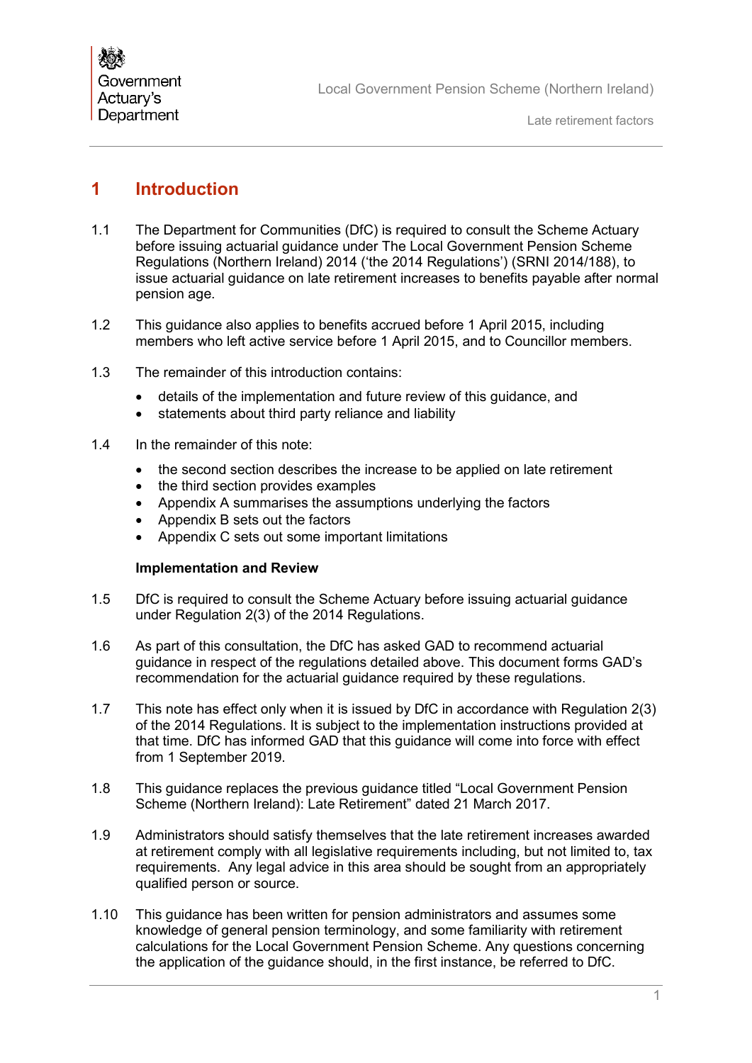# 1 Introduction

1.1 The Department for Communities (DfC) is required to consult the Scheme Actuary before issuing actuarial guidance under The Local Government Pension Scheme Regulations (Northern Ireland) 2014 ('the 2014 Regulations') (SRNI 2014/188), to issue actuarial guidance on late retirement increases to benefits payable after normal pension age.

1.2 This guidance also applies to benefits accrued before 1 April 2015, including members who left active service before 1 April 2015, and to Councillor members.

1.3 The remainder of this introduction contains:

- details of the implementation and future review of this guidance, and
- statements about third party reliance and liability

1.4 In the remainder of this note:

- the second section describes the increase to be applied on late retirement
- the third section provides examples
- Appendix A summarises the assumptions underlying the factors
- Appendix B sets out the factors
- Appendix C sets out some important limitations

**Implementation and Review**

1.5 DfC is required to consult the Scheme Actuary before issuing actuarial guidance under Regulation 2(3) of the 2014 Regulations.

1.6 As part of this consultation, the DfC has asked GAD to recommend actuarial guidance in respect of the regulations detailed above. This document forms GAD's recommendation for the actuarial guidance required by these regulations.

1.7 This note has effect only when it is issued by DfC in accordance with Regulation 2(3) of the 2014 Regulations. It is subject to the implementation instructions provided at that time. DfC has informed GAD that this guidance will come into force with effect from 1 September 2019.

1.8 This guidance replaces the previous guidance titled "Local Government Pension Scheme (Northern Ireland): Late Retirement" dated 21 March 2017.

1.9 Administrators should satisfy themselves that the late retirement increases awarded at retirement comply with all legislative requirements including, but not limited to, tax requirements. Any legal advice in this area should be sought from an appropriately qualified person or source.

1.10 This guidance has been written for pension administrators and assumes some knowledge of general pension terminology, and some familiarity with retirement calculations for the Local Government Pension Scheme. Any questions concerning the application of the guidance should, in the first instance, be referred to DfC.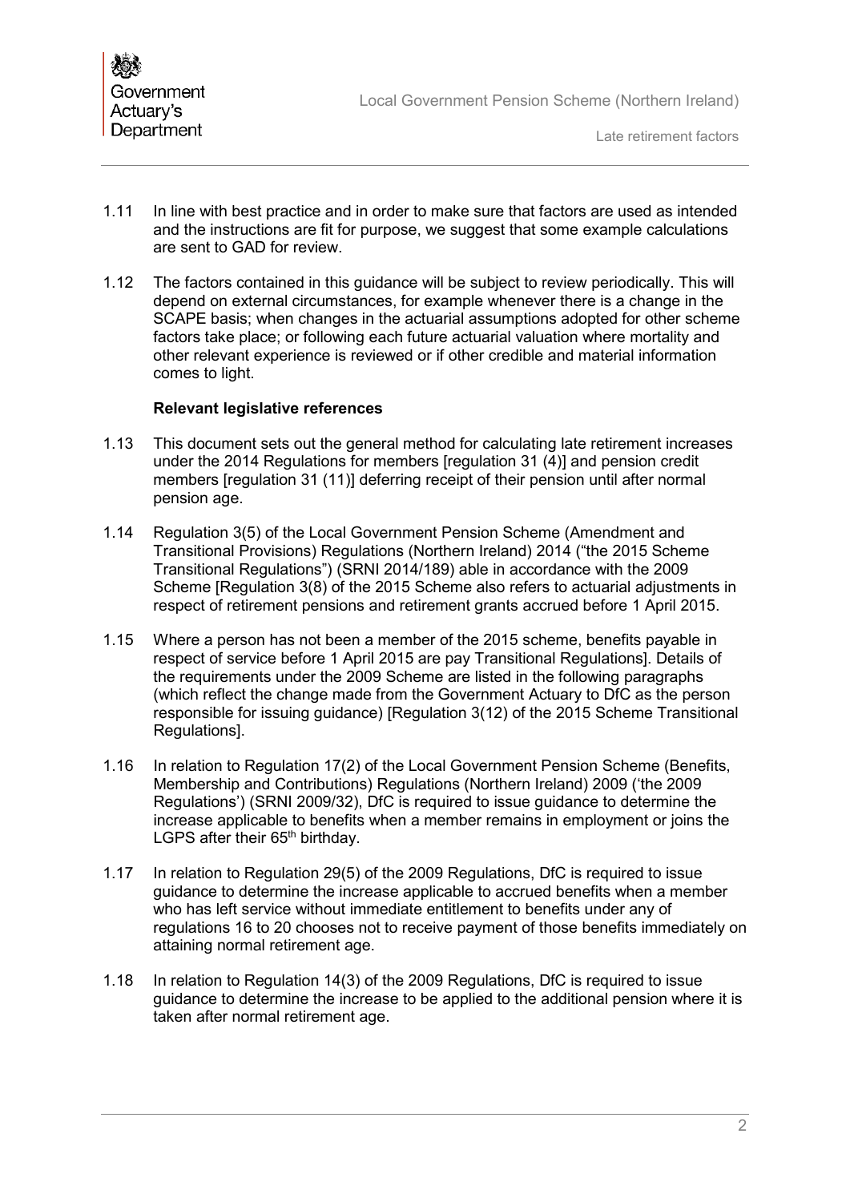1.11 In line with best practice and in order to make sure that factors are used as intended and the instructions are fit for purpose, we suggest that some example calculations are sent to GAD for review.

1.12 The factors contained in this guidance will be subject to review periodically. This will depend on external circumstances, for example whenever there is a change in the SCAPE basis; when changes in the actuarial assumptions adopted for other scheme factors take place; or following each future actuarial valuation where mortality and other relevant experience is reviewed or if other credible and material information comes to light.

**Relevant legislative references**

1.13 This document sets out the general method for calculating late retirement increases under the 2014 Regulations for members [regulation 31 (4)] and pension credit members [regulation 31 (11)] deferring receipt of their pension until after normal pension age.

1.14 Regulation 3(5) of the Local Government Pension Scheme (Amendment and Transitional Provisions) Regulations (Northern Ireland) 2014 ("the 2015 Scheme Transitional Regulations") (SRNI 2014/189) able in accordance with the 2009 Scheme [Regulation 3(8) of the 2015 Scheme also refers to actuarial adjustments in respect of retirement pensions and retirement grants accrued before 1 April 2015.

1.15 Where a person has not been a member of the 2015 scheme, benefits payable in respect of service before 1 April 2015 are pay Transitional Regulations]. Details of the requirements under the 2009 Scheme are listed in the following paragraphs (which reflect the change made from the Government Actuary to DfC as the person responsible for issuing guidance) [Regulation 3(12) of the 2015 Scheme Transitional Regulations].

1.16 In relation to Regulation 17(2) of the Local Government Pension Scheme (Benefits, Membership and Contributions) Regulations (Northern Ireland) 2009 ('the 2009 Regulations') (SRNI 2009/32), DfC is required to issue guidance to determine the increase applicable to benefits when a member remains in employment or joins the LGPS after their 65th birthday.

1.17 In relation to Regulation 29(5) of the 2009 Regulations, DfC is required to issue guidance to determine the increase applicable to accrued benefits when a member who has left service without immediate entitlement to benefits under any of regulations 16 to 20 chooses not to receive payment of those benefits immediately on attaining normal retirement age.

1.18 In relation to Regulation 14(3) of the 2009 Regulations, DfC is required to issue guidance to determine the increase to be applied to the additional pension where it is taken after normal retirement age.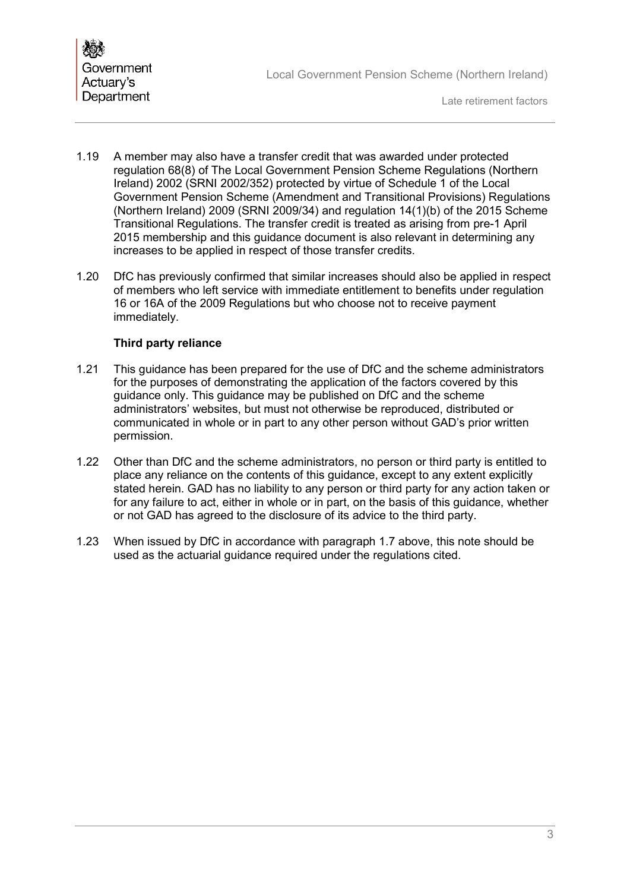1.19 A member may also have a transfer credit that was awarded under protected regulation 68(8) of The Local Government Pension Scheme Regulations (Northern Ireland) 2002 (SRNI 2002/352) protected by virtue of Schedule 1 of the Local Government Pension Scheme (Amendment and Transitional Provisions) Regulations (Northern Ireland) 2009 (SRNI 2009/34) and regulation 14(1)(b) of the 2015 Scheme Transitional Regulations. The transfer credit is treated as arising from pre-1 April 2015 membership and this guidance document is also relevant in determining any increases to be applied in respect of those transfer credits.

1.20 DfC has previously confirmed that similar increases should also be applied in respect of members who left service with immediate entitlement to benefits under regulation 16 or 16A of the 2009 Regulations but who choose not to receive payment immediately.

### Third party reliance

1.21 This guidance has been prepared for the use of DfC and the scheme administrators for the purposes of demonstrating the application of the factors covered by this guidance only. This guidance may be published on DfC and the scheme administrators' websites, but must not otherwise be reproduced, distributed or communicated in whole or in part to any other person without GAD's prior written permission.

1.22 Other than DfC and the scheme administrators, no person or third party is entitled to place any reliance on the contents of this guidance, except to any extent explicitly stated herein. GAD has no liability to any person or third party for any action taken or for any failure to act, either in whole or in part, on the basis of this guidance, whether or not GAD has agreed to the disclosure of its advice to the third party.

1.23 When issued by DfC in accordance with paragraph 1.7 above, this note should be used as the actuarial guidance required under the regulations cited.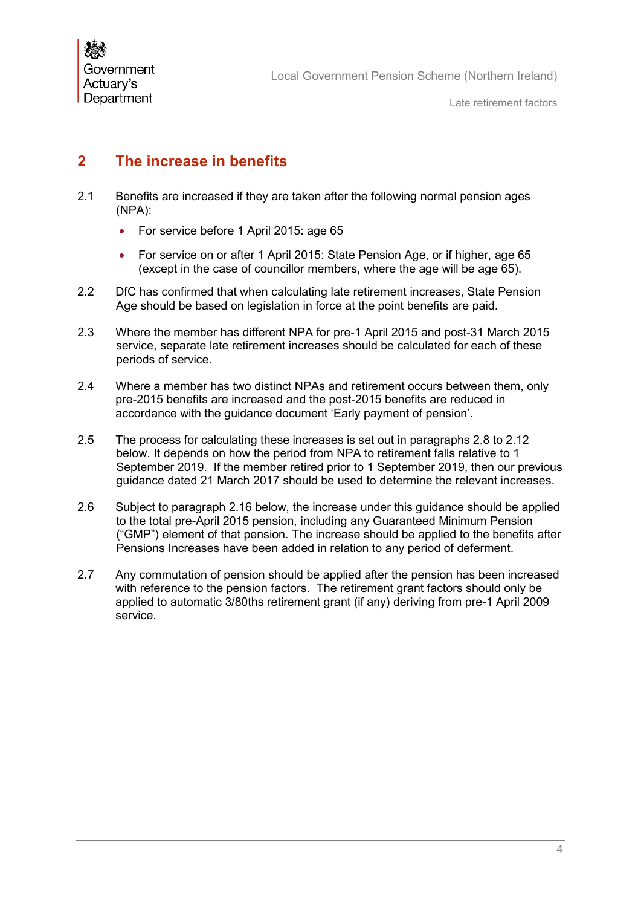## 2 The increase in benefits

2.1 Benefits are increased if they are taken after the following normal pension ages (NPA):

- For service before 1 April 2015: age 65
- For service on or after 1 April 2015: State Pension Age, or if higher, age 65 (except in the case of councillor members, where the age will be age 65).

2.2 DfC has confirmed that when calculating late retirement increases, State Pension Age should be based on legislation in force at the point benefits are paid.

2.3 Where the member has different NPA for pre-1 April 2015 and post-31 March 2015 service, separate late retirement increases should be calculated for each of these periods of service.

2.4 Where a member has two distinct NPAs and retirement occurs between them, only pre-2015 benefits are increased and the post-2015 benefits are reduced in accordance with the guidance document 'Early payment of pension'.

2.5 The process for calculating these increases is set out in paragraphs 2.8 to 2.12 below. It depends on how the period from NPA to retirement falls relative to 1 September 2019. If the member retired prior to 1 September 2019, then our previous guidance dated 21 March 2017 should be used to determine the relevant increases.

2.6 Subject to paragraph 2.16 below, the increase under this guidance should be applied to the total pre-April 2015 pension, including any Guaranteed Minimum Pension ("GMP") element of that pension. The increase should be applied to the benefits after Pensions Increases have been added in relation to any period of deferment.

2.7 Any commutation of pension should be applied after the pension has been increased with reference to the pension factors. The retirement grant factors should only be applied to automatic 3/80ths retirement grant (if any) deriving from pre-1 April 2009 service.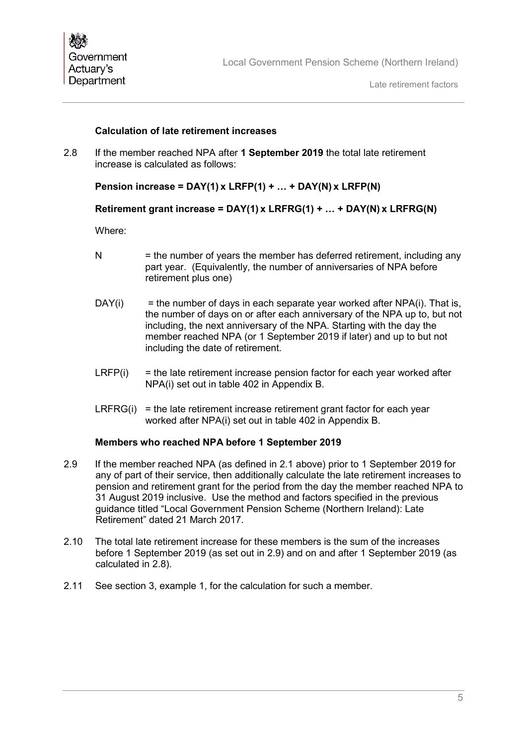### Calculation of late retirement increases

2.8 If the member reached NPA after **1 September 2019** the total late retirement increase is calculated as follows:

**Pension increase = DAY(1) x LRFP(1) + … + DAY(N) x LRFP(N)**

**Retirement grant increase = DAY(1) x LRFRG(1) + … + DAY(N) x LRFRG(N)**

Where:

- N = the number of years the member has deferred retirement, including any part year. (Equivalently, the number of anniversaries of NPA before retirement plus one)
- DAY(i) = the number of days in each separate year worked after NPA(i). That is, the number of days on or after each anniversary of the NPA up to, but not including, the next anniversary of the NPA. Starting with the day the member reached NPA (or 1 September 2019 if later) and up to but not including the date of retirement.
- LRFP(i) = the late retirement increase pension factor for each year worked after NPA(i) set out in table 402 in Appendix B.
- LRFRG(i) = the late retirement increase retirement grant factor for each year worked after NPA(i) set out in table 402 in Appendix B.

### Members who reached NPA before 1 September 2019

2.9 If the member reached NPA (as defined in 2.1 above) prior to 1 September 2019 for any of part of their service, then additionally calculate the late retirement increases to pension and retirement grant for the period from the day the member reached NPA to 31 August 2019 inclusive. Use the method and factors specified in the previous guidance titled "Local Government Pension Scheme (Northern Ireland): Late Retirement" dated 21 March 2017.

2.10 The total late retirement increase for these members is the sum of the increases before 1 September 2019 (as set out in 2.9) and on and after 1 September 2019 (as calculated in 2.8).

2.11 See section 3, example 1, for the calculation for such a member.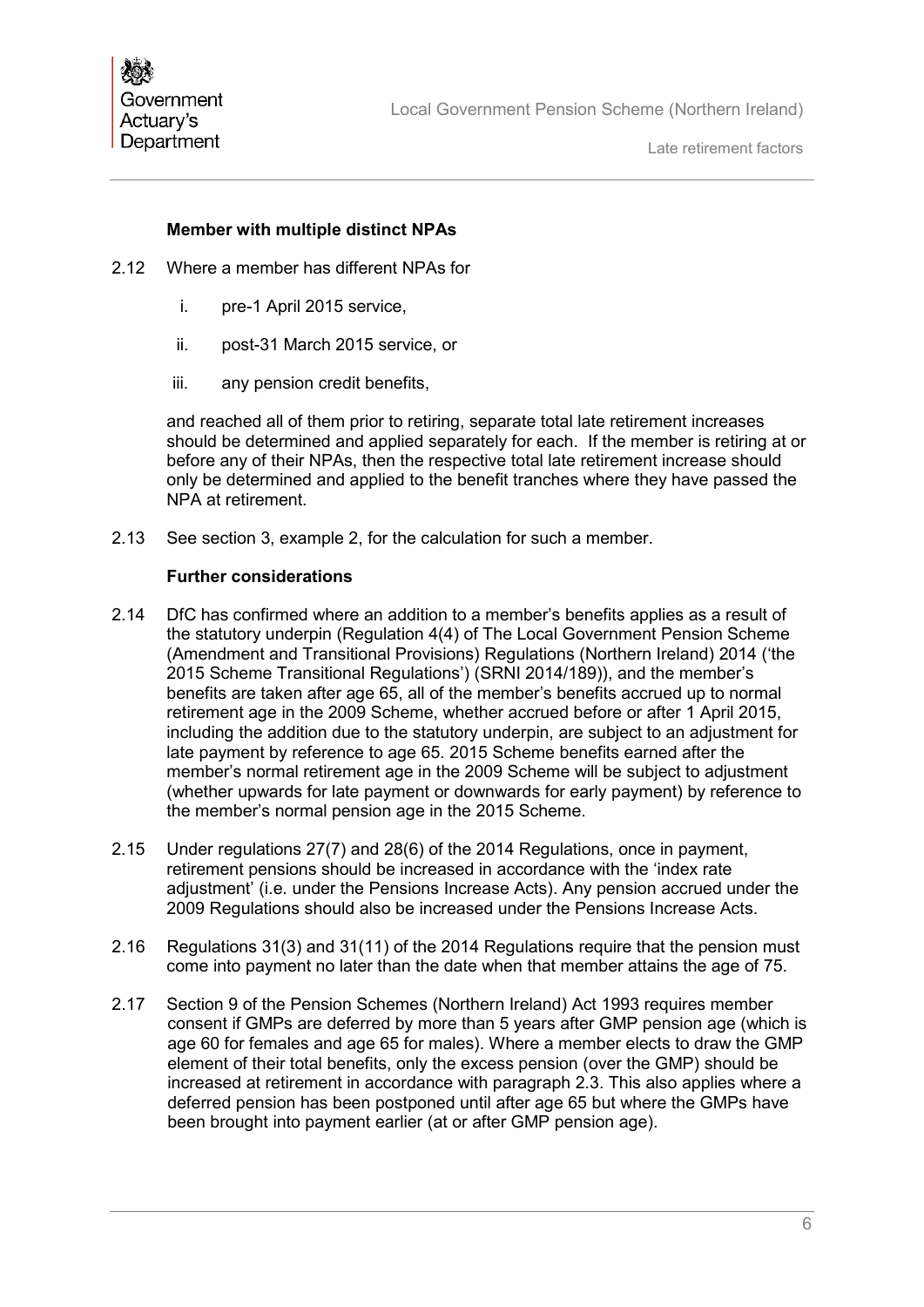### Member with multiple distinct NPAs

2.12 Where a member has different NPAs for

i. pre-1 April 2015 service,

ii. post-31 March 2015 service, or

iii. any pension credit benefits,

and reached all of them prior to retiring, separate total late retirement increases should be determined and applied separately for each. If the member is retiring at or before any of their NPAs, then the respective total late retirement increase should only be determined and applied to the benefit tranches where they have passed the NPA at retirement.

2.13 See section 3, example 2, for the calculation for such a member.

### Further considerations

2.14 DfC has confirmed where an addition to a member's benefits applies as a result of the statutory underpin (Regulation 4(4) of The Local Government Pension Scheme (Amendment and Transitional Provisions) Regulations (Northern Ireland) 2014 ('the 2015 Scheme Transitional Regulations') (SRNI 2014/189)), and the member's benefits are taken after age 65, all of the member's benefits accrued up to normal retirement age in the 2009 Scheme, whether accrued before or after 1 April 2015, including the addition due to the statutory underpin, are subject to an adjustment for late payment by reference to age 65. 2015 Scheme benefits earned after the member's normal retirement age in the 2009 Scheme will be subject to adjustment (whether upwards for late payment or downwards for early payment) by reference to the member's normal pension age in the 2015 Scheme.

2.15 Under regulations 27(7) and 28(6) of the 2014 Regulations, once in payment, retirement pensions should be increased in accordance with the 'index rate adjustment' (i.e. under the Pensions Increase Acts). Any pension accrued under the 2009 Regulations should also be increased under the Pensions Increase Acts.

2.16 Regulations 31(3) and 31(11) of the 2014 Regulations require that the pension must come into payment no later than the date when that member attains the age of 75.

2.17 Section 9 of the Pension Schemes (Northern Ireland) Act 1993 requires member consent if GMPs are deferred by more than 5 years after GMP pension age (which is age 60 for females and age 65 for males). Where a member elects to draw the GMP element of their total benefits, only the excess pension (over the GMP) should be increased at retirement in accordance with paragraph 2.3. This also applies where a deferred pension has been postponed until after age 65 but where the GMPs have been brought into payment earlier (at or after GMP pension age).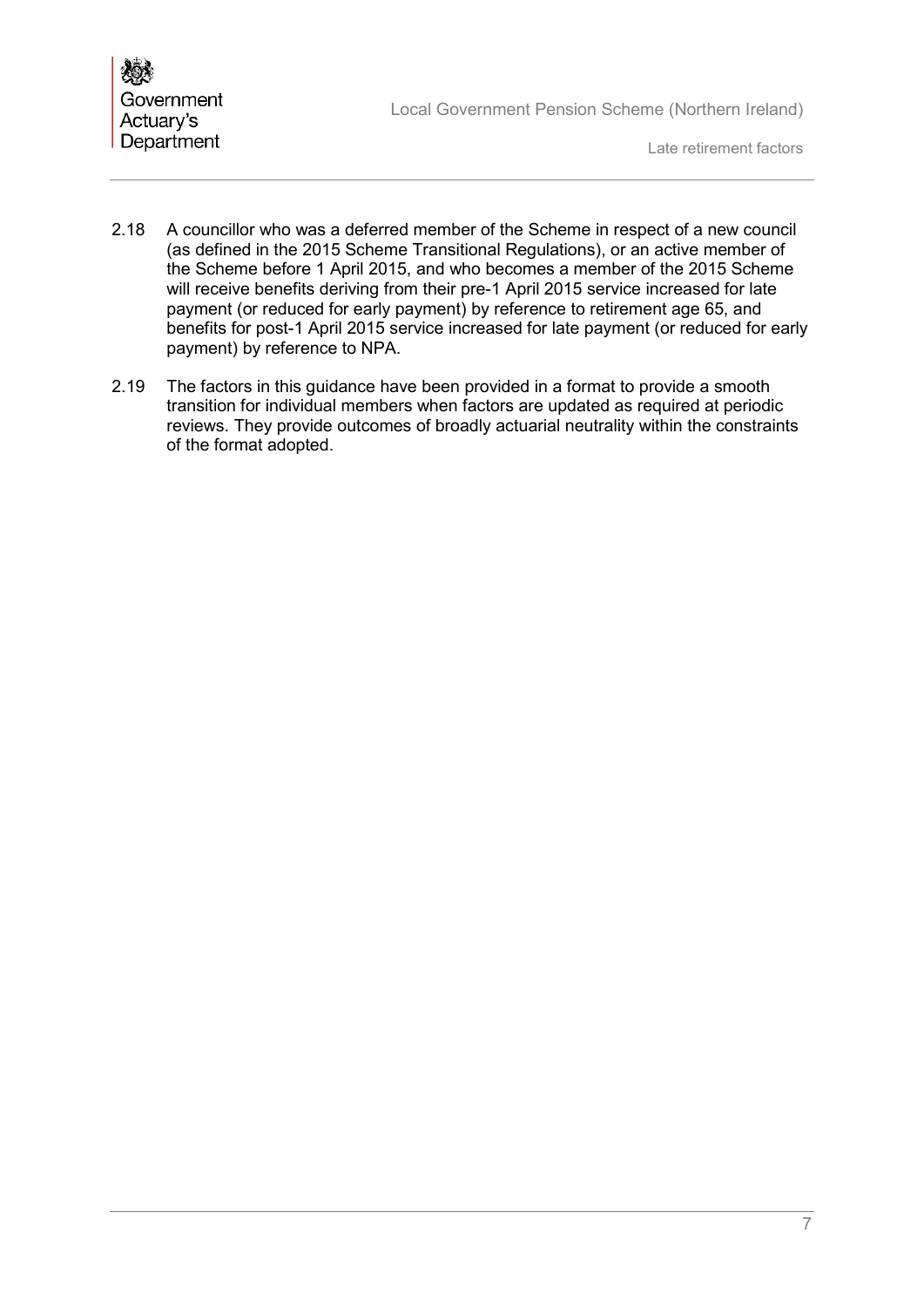2.18 A councillor who was a deferred member of the Scheme in respect of a new council (as defined in the 2015 Scheme Transitional Regulations), or an active member of the Scheme before 1 April 2015, and who becomes a member of the 2015 Scheme will receive benefits deriving from their pre-1 April 2015 service increased for late payment (or reduced for early payment) by reference to retirement age 65, and benefits for post-1 April 2015 service increased for late payment (or reduced for early payment) by reference to NPA.

2.19 The factors in this guidance have been provided in a format to provide a smooth transition for individual members when factors are updated as required at periodic reviews. They provide outcomes of broadly actuarial neutrality within the constraints of the format adopted.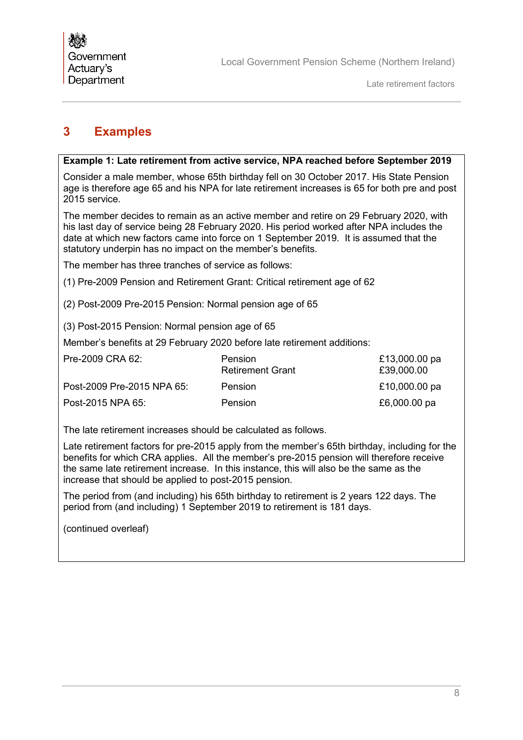## 3 Examples

**Example 1: Late retirement from active service, NPA reached before September 2019**

Consider a male member, whose 65th birthday fell on 30 October 2017. His State Pension age is therefore age 65 and his NPA for late retirement increases is 65 for both pre and post 2015 service.

The member decides to remain as an active member and retire on 29 February 2020, with his last day of service being 28 February 2020. His period worked after NPA includes the date at which new factors came into force on 1 September 2019. It is assumed that the statutory underpin has no impact on the member's benefits.

The member has three tranches of service as follows:

(1) Pre-2009 Pension and Retirement Grant: Critical retirement age of 62

(2) Post-2009 Pre-2015 Pension: Normal pension age of 65

(3) Post-2015 Pension: Normal pension age of 65

Member's benefits at 29 February 2020 before late retirement additions:

| | | |
|---|---|---|
| Pre-2009 CRA 62: | Pension<br>Retirement Grant | £13,000.00 pa<br>£39,000.00 |
| Post-2009 Pre-2015 NPA 65: | Pension | £10,000.00 pa |
| Post-2015 NPA 65: | Pension | £6,000.00 pa |

The late retirement increases should be calculated as follows.

Late retirement factors for pre-2015 apply from the member's 65th birthday, including for the benefits for which CRA applies. All the member's pre-2015 pension will therefore receive the same late retirement increase. In this instance, this will also be the same as the increase that should be applied to post-2015 pension.

The period from (and including) his 65th birthday to retirement is 2 years 122 days. The period from (and including) 1 September 2019 to retirement is 181 days.

(continued overleaf)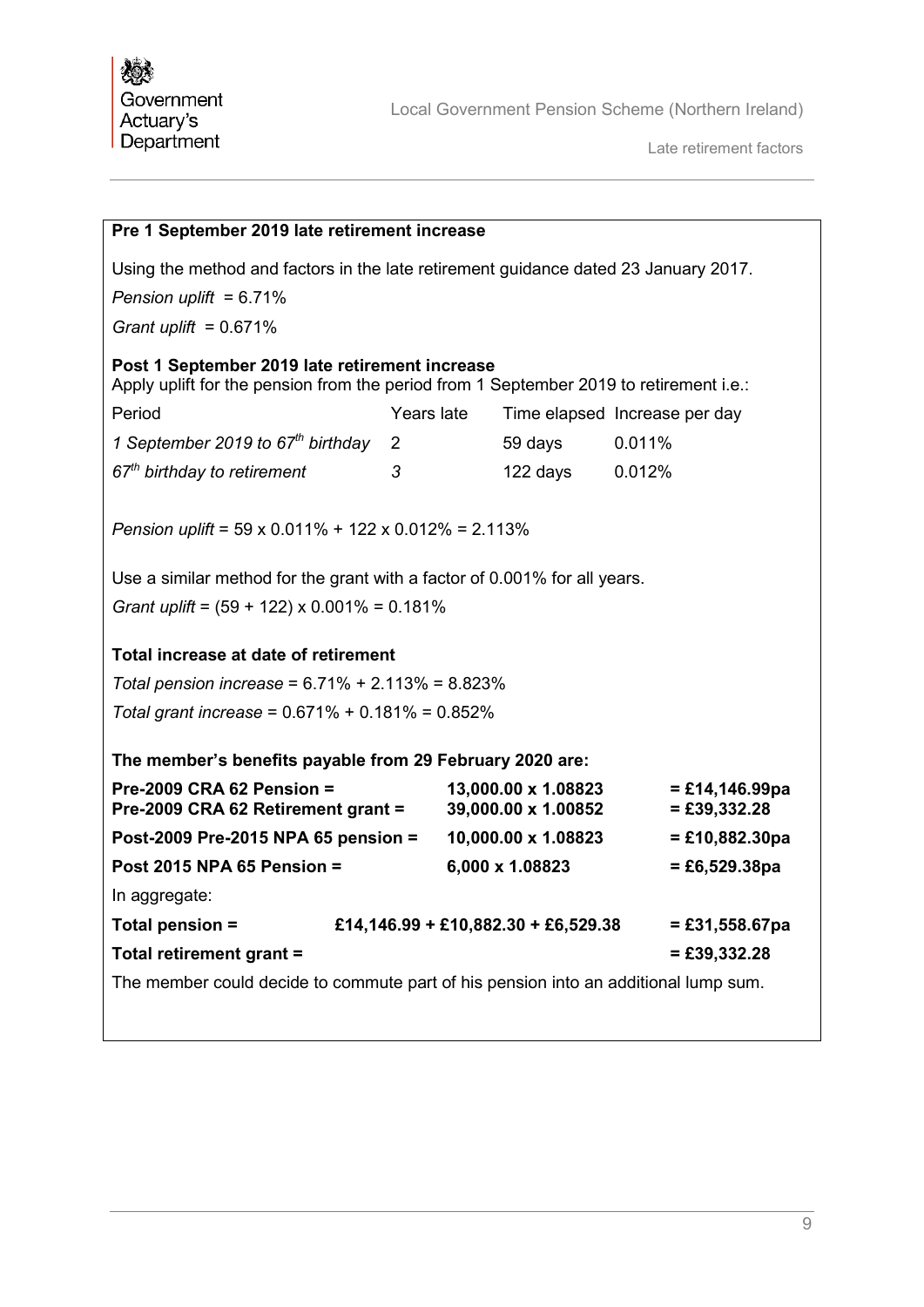**Pre 1 September 2019 late retirement increase**

Using the method and factors in the late retirement guidance dated 23 January 2017.

*Pension uplift* = 6.71%

*Grant uplift* = 0.671%

**Post 1 September 2019 late retirement increase**

Apply uplift for the pension from the period from 1 September 2019 to retirement i.e.:

| Period | Years late | Time elapsed | Increase per day |
|---|---|---|---|
| *1 September 2019 to 67th birthday* | 2 | 59 days | 0.011% |
| *67th birthday to retirement* | *3* | 122 days | 0.012% |

*Pension uplift* = 59 x 0.011% + 122 x 0.012% = 2.113%

Use a similar method for the grant with a factor of 0.001% for all years.

*Grant uplift* = (59 + 122) x 0.001% = 0.181%

**Total increase at date of retirement**

*Total pension increase* = 6.71% + 2.113% = 8.823%

*Total grant increase* = 0.671% + 0.181% = 0.852%

**The member's benefits payable from 29 February 2020 are:**

| | | |
|---|---|---|
| **Pre-2009 CRA 62 Pension =** | **13,000.00 x 1.08823** | **= £14,146.99pa** |
| **Pre-2009 CRA 62 Retirement grant =** | **39,000.00 x 1.00852** | **= £39,332.28** |
| **Post-2009 Pre-2015 NPA 65 pension =** | **10,000.00 x 1.08823** | **= £10,882.30pa** |
| **Post 2015 NPA 65 Pension =** | **6,000 x 1.08823** | **= £6,529.38pa** |

In aggregate:

| | | |
|---|---|---|
| **Total pension =** | **£14,146.99 + £10,882.30 + £6,529.38** | **= £31,558.67pa** |
| **Total retirement grant =** | | **= £39,332.28** |

The member could decide to commute part of his pension into an additional lump sum.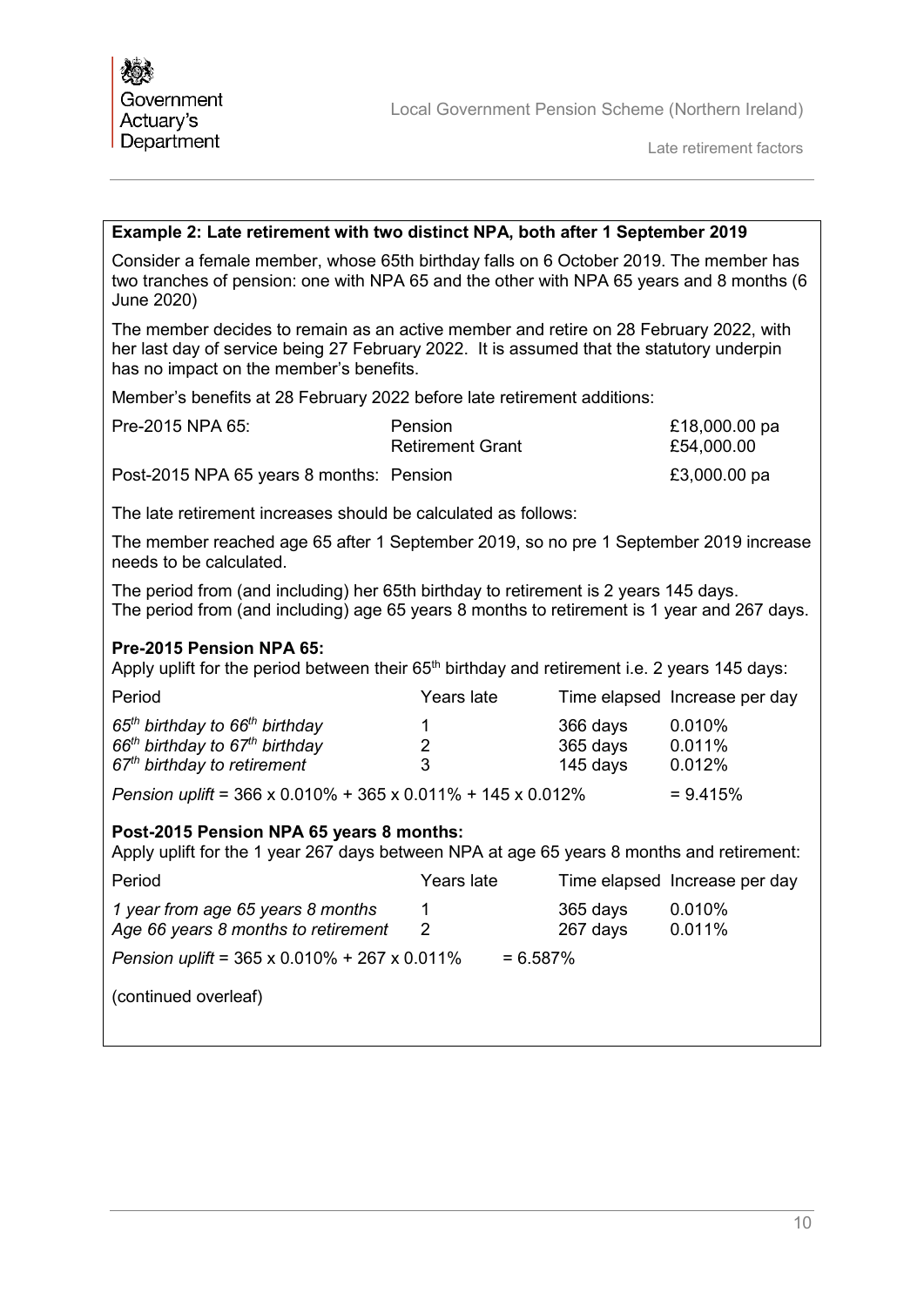**Example 2: Late retirement with two distinct NPA, both after 1 September 2019**

Consider a female member, whose 65th birthday falls on 6 October 2019. The member has two tranches of pension: one with NPA 65 and the other with NPA 65 years and 8 months (6 June 2020)

The member decides to remain as an active member and retire on 28 February 2022, with her last day of service being 27 February 2022. It is assumed that the statutory underpin has no impact on the member's benefits.

Member's benefits at 28 February 2022 before late retirement additions:

| | | |
|---|---|---|
| Pre-2015 NPA 65: | Pension | £18,000.00 pa |
| | Retirement Grant | £54,000.00 |
| Post-2015 NPA 65 years 8 months: | Pension | £3,000.00 pa |

The late retirement increases should be calculated as follows:

The member reached age 65 after 1 September 2019, so no pre 1 September 2019 increase needs to be calculated.

The period from (and including) her 65th birthday to retirement is 2 years 145 days.
The period from (and including) age 65 years 8 months to retirement is 1 year and 267 days.

**Pre-2015 Pension NPA 65:**
Apply uplift for the period between their 65th birthday and retirement i.e. 2 years 145 days:

| Period | Years late | Time elapsed | Increase per day |
|---|---|---|---|
| *65th birthday to 66th birthday* | 1 | 366 days | 0.010% |
| *66th birthday to 67th birthday* | 2 | 365 days | 0.011% |
| *67th birthday to retirement* | 3 | 145 days | 0.012% |

*Pension uplift* = 366 x 0.010% + 365 x 0.011% + 145 x 0.012% = 9.415%

**Post-2015 Pension NPA 65 years 8 months:**
Apply uplift for the 1 year 267 days between NPA at age 65 years 8 months and retirement:

| Period | Years late | Time elapsed | Increase per day |
|---|---|---|---|
| *1 year from age 65 years 8 months* | 1 | 365 days | 0.010% |
| *Age 66 years 8 months to retirement* | 2 | 267 days | 0.011% |

*Pension uplift* = 365 x 0.010% + 267 x 0.011% = 6.587%

(continued overleaf)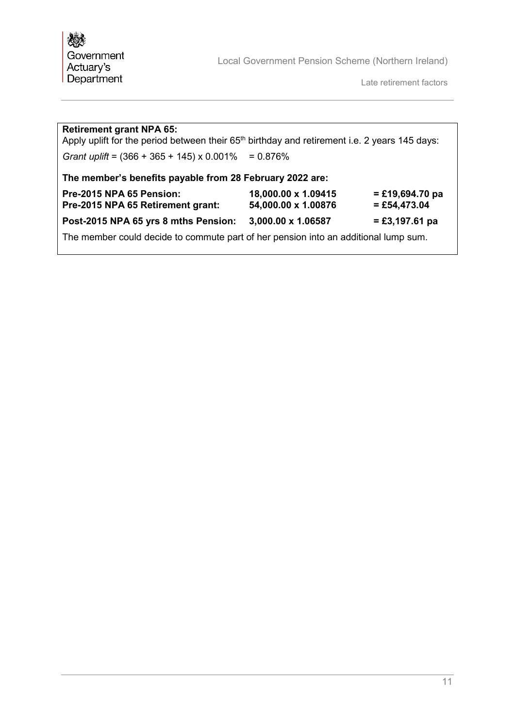**Retirement grant NPA 65:**

Apply uplift for the period between their 65th birthday and retirement i.e. 2 years 145 days:

*Grant uplift* = (366 + 365 + 145) x 0.001% = 0.876%

**The member's benefits payable from 28 February 2022 are:**

| | | |
|---|---|---|
| **Pre-2015 NPA 65 Pension:** | **18,000.00 x 1.09415** | **= £19,694.70 pa** |
| **Pre-2015 NPA 65 Retirement grant:** | **54,000.00 x 1.00876** | **= £54,473.04** |
| **Post-2015 NPA 65 yrs 8 mths Pension:** | **3,000.00 x 1.06587** | **= £3,197.61 pa** |

The member could decide to commute part of her pension into an additional lump sum.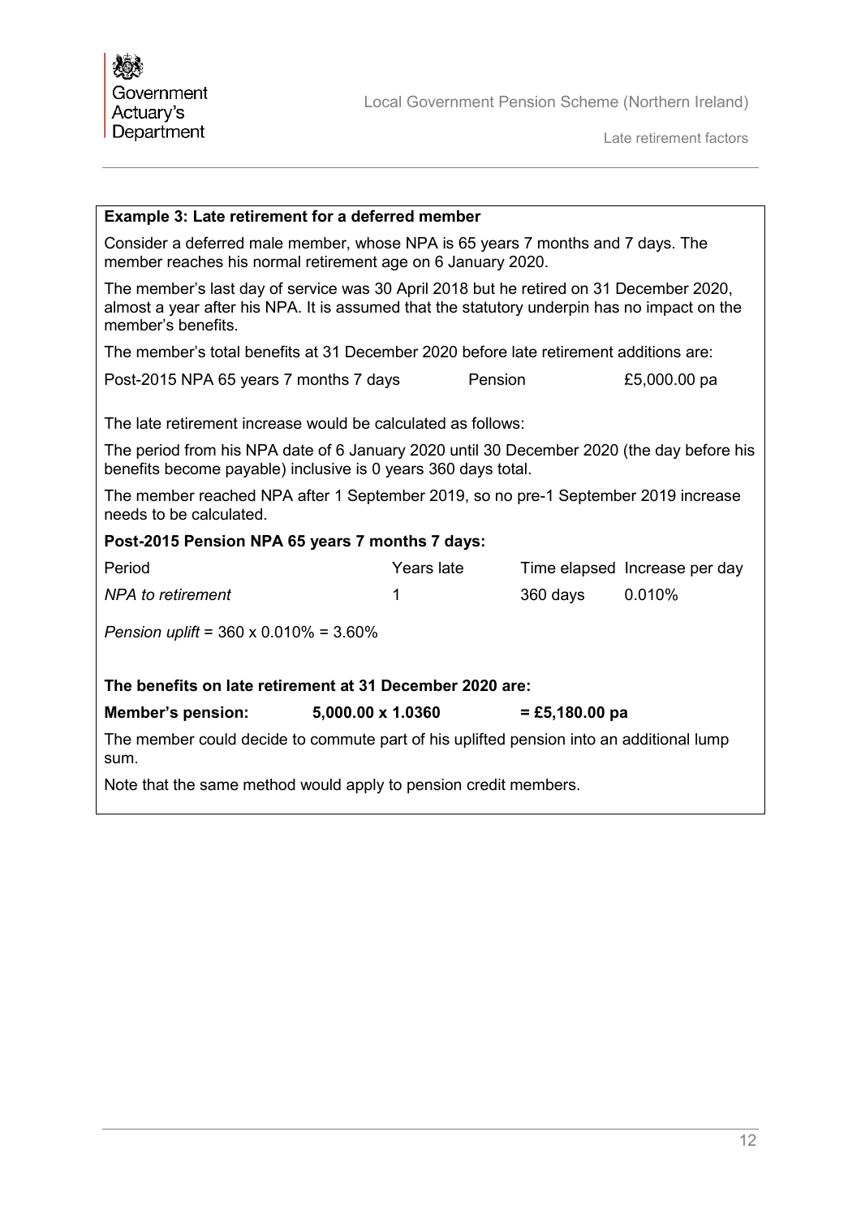**Example 3: Late retirement for a deferred member**

Consider a deferred male member, whose NPA is 65 years 7 months and 7 days. The member reaches his normal retirement age on 6 January 2020.

The member's last day of service was 30 April 2018 but he retired on 31 December 2020, almost a year after his NPA. It is assumed that the statutory underpin has no impact on the member's benefits.

The member's total benefits at 31 December 2020 before late retirement additions are:

| | | |
|---|---|---|
| Post-2015 NPA 65 years 7 months 7 days | Pension | £5,000.00 pa |

The late retirement increase would be calculated as follows:

The period from his NPA date of 6 January 2020 until 30 December 2020 (the day before his benefits become payable) inclusive is 0 years 360 days total.

The member reached NPA after 1 September 2019, so no pre-1 September 2019 increase needs to be calculated.

**Post-2015 Pension NPA 65 years 7 months 7 days:**

| Period | Years late | Time elapsed | Increase per day |
|---|---|---|---|
| *NPA to retirement* | 1 | 360 days | 0.010% |

*Pension uplift* = 360 x 0.010% = 3.60%

**The benefits on late retirement at 31 December 2020 are:**

| | | |
|---|---|---|
| **Member's pension:** | **5,000.00 x 1.0360** | **= £5,180.00 pa** |

The member could decide to commute part of his uplifted pension into an additional lump sum.

Note that the same method would apply to pension credit members.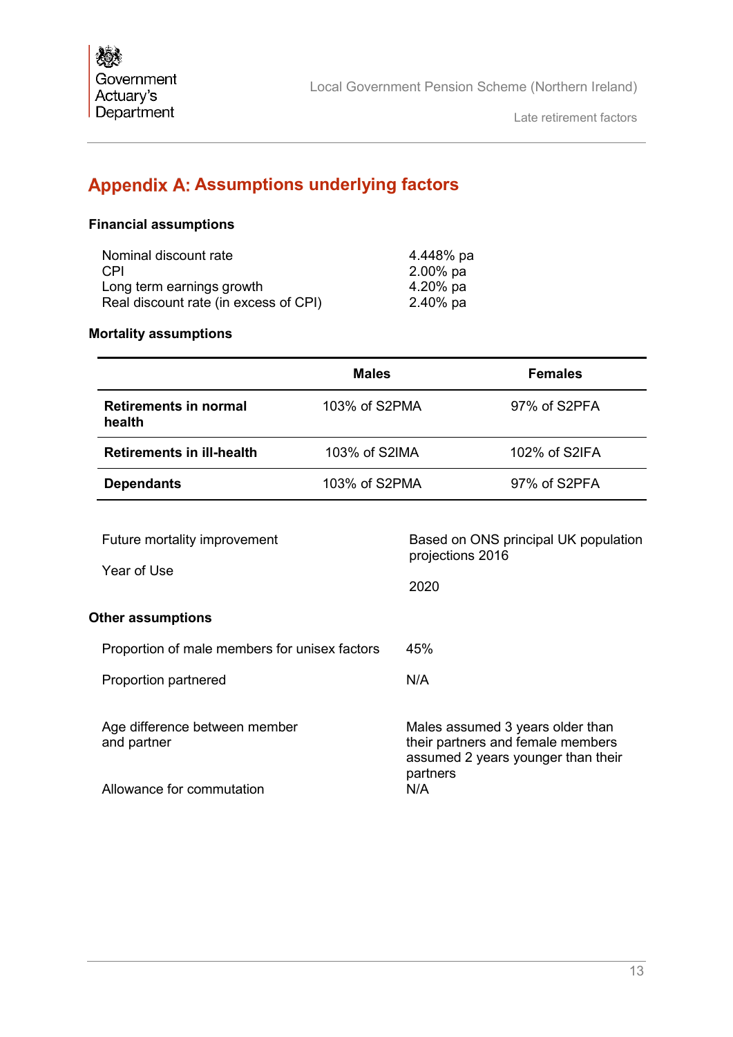## Appendix A: Assumptions underlying factors

### Financial assumptions

| | |
|---|---|
| Nominal discount rate | 4.448% pa |
| CPI | 2.00% pa |
| Long term earnings growth | 4.20% pa |
| Real discount rate (in excess of CPI) | 2.40% pa |

### Mortality assumptions

| | Males | Females |
|---|---|---|
| **Retirements in normal health** | 103% of S2PMA | 97% of S2PFA |
| **Retirements in ill-health** | 103% of S2IMA | 102% of S2IFA |
| **Dependants** | 103% of S2PMA | 97% of S2PFA |

| | |
|---|---|
| Future mortality improvement | Based on ONS principal UK population projections 2016 |
| Year of Use | 2020 |

### Other assumptions

| | |
|---|---|
| Proportion of male members for unisex factors | 45% |
| Proportion partnered | N/A |
| Age difference between member and partner | Males assumed 3 years older than their partners and female members assumed 2 years younger than their partners |
| Allowance for commutation | N/A |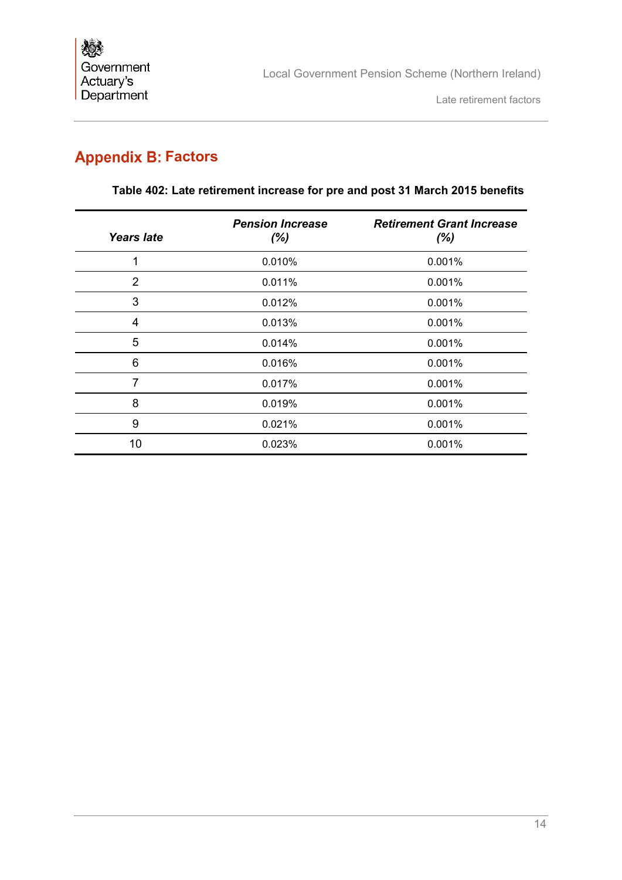## Appendix B: Factors

**Table 402: Late retirement increase for pre and post 31 March 2015 benefits**

| ***Years late*** | ***Pension Increase (%)*** | ***Retirement Grant Increase (%)*** |
|---|---|---|
| 1 | 0.010% | 0.001% |
| 2 | 0.011% | 0.001% |
| 3 | 0.012% | 0.001% |
| 4 | 0.013% | 0.001% |
| 5 | 0.014% | 0.001% |
| 6 | 0.016% | 0.001% |
| 7 | 0.017% | 0.001% |
| 8 | 0.019% | 0.001% |
| 9 | 0.021% | 0.001% |
| 10 | 0.023% | 0.001% |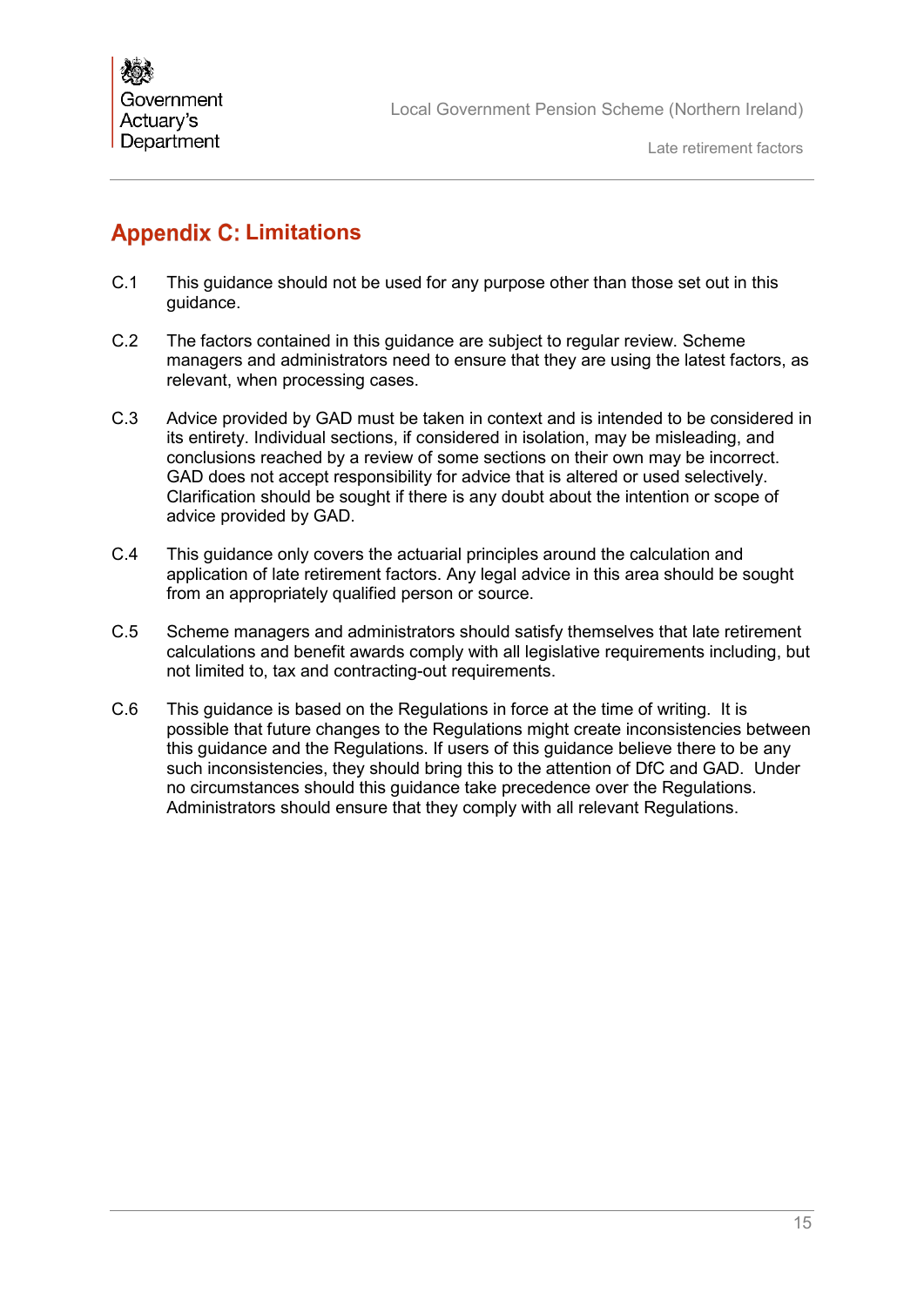# Appendix C: Limitations

C.1 This guidance should not be used for any purpose other than those set out in this guidance.

C.2 The factors contained in this guidance are subject to regular review. Scheme managers and administrators need to ensure that they are using the latest factors, as relevant, when processing cases.

C.3 Advice provided by GAD must be taken in context and is intended to be considered in its entirety. Individual sections, if considered in isolation, may be misleading, and conclusions reached by a review of some sections on their own may be incorrect. GAD does not accept responsibility for advice that is altered or used selectively. Clarification should be sought if there is any doubt about the intention or scope of advice provided by GAD.

C.4 This guidance only covers the actuarial principles around the calculation and application of late retirement factors. Any legal advice in this area should be sought from an appropriately qualified person or source.

C.5 Scheme managers and administrators should satisfy themselves that late retirement calculations and benefit awards comply with all legislative requirements including, but not limited to, tax and contracting-out requirements.

C.6 This guidance is based on the Regulations in force at the time of writing. It is possible that future changes to the Regulations might create inconsistencies between this guidance and the Regulations. If users of this guidance believe there to be any such inconsistencies, they should bring this to the attention of DfC and GAD. Under no circumstances should this guidance take precedence over the Regulations. Administrators should ensure that they comply with all relevant Regulations.